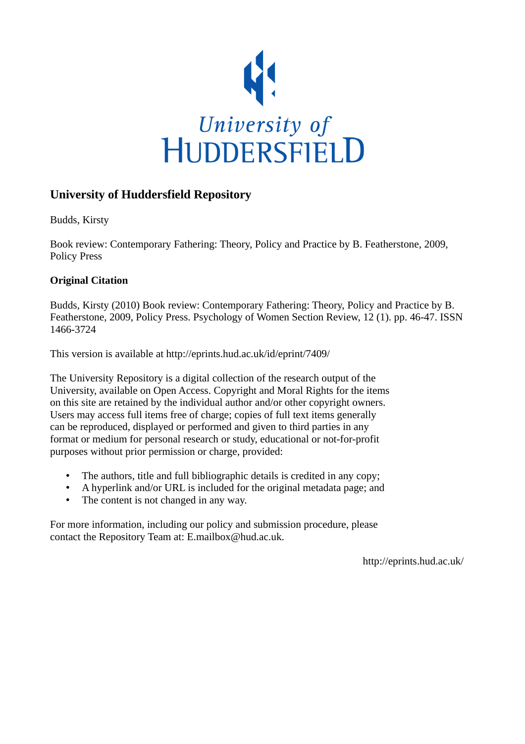University of HUDDERSFIELD

## University of Huddersfield Repository

Budds, Kirsty

Book review: Contemporary Fathering: Theory, Policy and Practice by B. Featherstone, 2009, Policy Press

### Original Citation

Budds, Kirsty (2010) Book review: Contemporary Fathering: Theory, Policy and Practice by B. Featherstone, 2009, Policy Press. Psychology of Women Section Review, 12 (1). pp. 46-47. ISSN 1466-3724

This version is available at http://eprints.hud.ac.uk/id/eprint/7409/

The University Repository is a digital collection of the research output of the University, available on Open Access. Copyright and Moral Rights for the items on this site are retained by the individual author and/or other copyright owners. Users may access full items free of charge; copies of full text items generally can be reproduced, displayed or performed and given to third parties in any format or medium for personal research or study, educational or not-for-profit purposes without prior permission or charge, provided:

- The authors, title and full bibliographic details is credited in any copy;
- A hyperlink and/or URL is included for the original metadata page; and
- The content is not changed in any way.

For more information, including our policy and submission procedure, please contact the Repository Team at: E.mailbox@hud.ac.uk.

http://eprints.hud.ac.uk/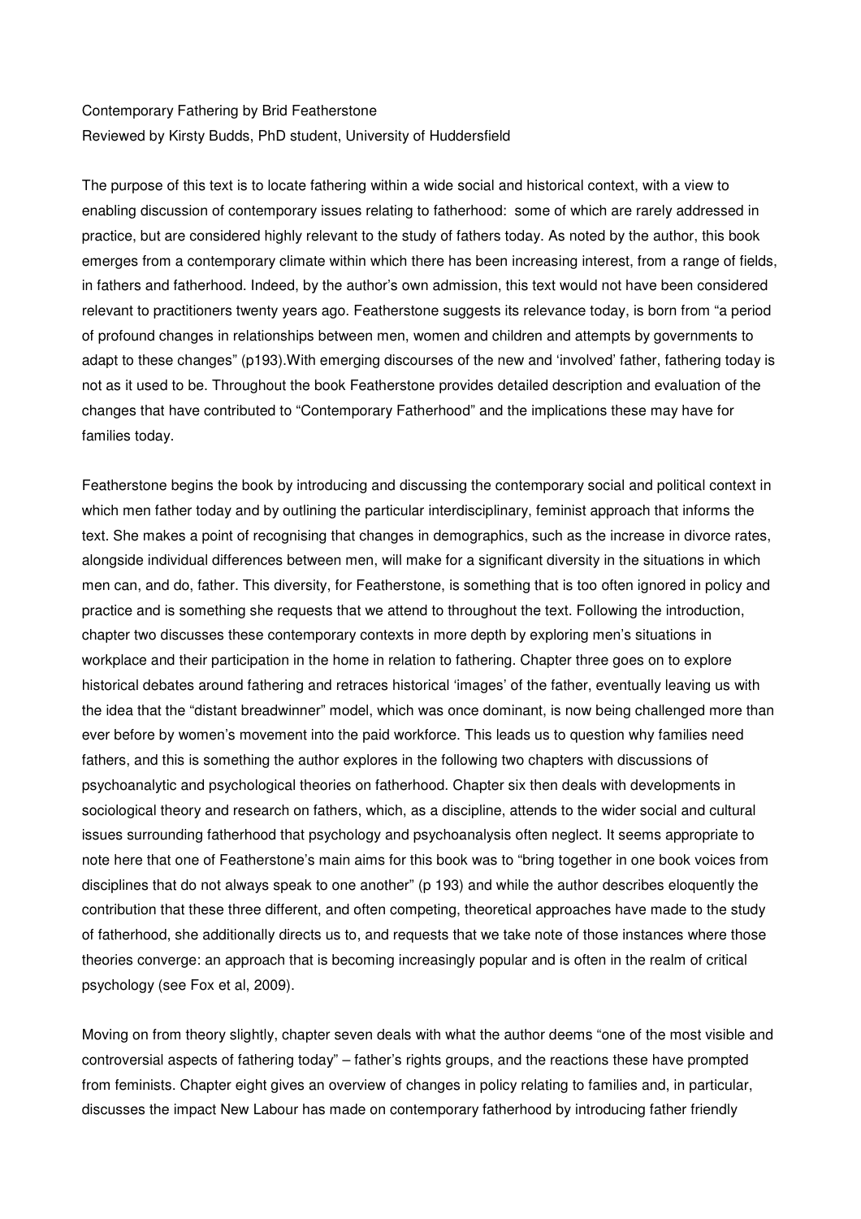Contemporary Fathering by Brid Featherstone
Reviewed by Kirsty Budds, PhD student, University of Huddersfield

The purpose of this text is to locate fathering within a wide social and historical context, with a view to enabling discussion of contemporary issues relating to fatherhood: some of which are rarely addressed in practice, but are considered highly relevant to the study of fathers today. As noted by the author, this book emerges from a contemporary climate within which there has been increasing interest, from a range of fields, in fathers and fatherhood. Indeed, by the author's own admission, this text would not have been considered relevant to practitioners twenty years ago. Featherstone suggests its relevance today, is born from "a period of profound changes in relationships between men, women and children and attempts by governments to adapt to these changes" (p193).With emerging discourses of the new and 'involved' father, fathering today is not as it used to be. Throughout the book Featherstone provides detailed description and evaluation of the changes that have contributed to "Contemporary Fatherhood" and the implications these may have for families today.

Featherstone begins the book by introducing and discussing the contemporary social and political context in which men father today and by outlining the particular interdisciplinary, feminist approach that informs the text. She makes a point of recognising that changes in demographics, such as the increase in divorce rates, alongside individual differences between men, will make for a significant diversity in the situations in which men can, and do, father. This diversity, for Featherstone, is something that is too often ignored in policy and practice and is something she requests that we attend to throughout the text. Following the introduction, chapter two discusses these contemporary contexts in more depth by exploring men's situations in workplace and their participation in the home in relation to fathering. Chapter three goes on to explore historical debates around fathering and retraces historical 'images' of the father, eventually leaving us with the idea that the "distant breadwinner" model, which was once dominant, is now being challenged more than ever before by women's movement into the paid workforce. This leads us to question why families need fathers, and this is something the author explores in the following two chapters with discussions of psychoanalytic and psychological theories on fatherhood. Chapter six then deals with developments in sociological theory and research on fathers, which, as a discipline, attends to the wider social and cultural issues surrounding fatherhood that psychology and psychoanalysis often neglect. It seems appropriate to note here that one of Featherstone's main aims for this book was to "bring together in one book voices from disciplines that do not always speak to one another" (p 193) and while the author describes eloquently the contribution that these three different, and often competing, theoretical approaches have made to the study of fatherhood, she additionally directs us to, and requests that we take note of those instances where those theories converge: an approach that is becoming increasingly popular and is often in the realm of critical psychology (see Fox et al, 2009).

Moving on from theory slightly, chapter seven deals with what the author deems "one of the most visible and controversial aspects of fathering today" – father's rights groups, and the reactions these have prompted from feminists. Chapter eight gives an overview of changes in policy relating to families and, in particular, discusses the impact New Labour has made on contemporary fatherhood by introducing father friendly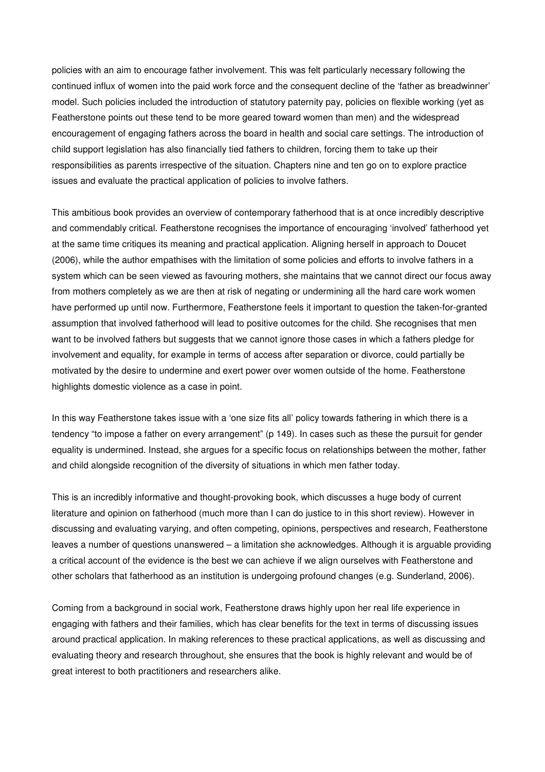policies with an aim to encourage father involvement. This was felt particularly necessary following the continued influx of women into the paid work force and the consequent decline of the 'father as breadwinner' model. Such policies included the introduction of statutory paternity pay, policies on flexible working (yet as Featherstone points out these tend to be more geared toward women than men) and the widespread encouragement of engaging fathers across the board in health and social care settings. The introduction of child support legislation has also financially tied fathers to children, forcing them to take up their responsibilities as parents irrespective of the situation. Chapters nine and ten go on to explore practice issues and evaluate the practical application of policies to involve fathers.

This ambitious book provides an overview of contemporary fatherhood that is at once incredibly descriptive and commendably critical. Featherstone recognises the importance of encouraging 'involved' fatherhood yet at the same time critiques its meaning and practical application. Aligning herself in approach to Doucet (2006), while the author empathises with the limitation of some policies and efforts to involve fathers in a system which can be seen viewed as favouring mothers, she maintains that we cannot direct our focus away from mothers completely as we are then at risk of negating or undermining all the hard care work women have performed up until now. Furthermore, Featherstone feels it important to question the taken-for-granted assumption that involved fatherhood will lead to positive outcomes for the child. She recognises that men want to be involved fathers but suggests that we cannot ignore those cases in which a fathers pledge for involvement and equality, for example in terms of access after separation or divorce, could partially be motivated by the desire to undermine and exert power over women outside of the home. Featherstone highlights domestic violence as a case in point.

In this way Featherstone takes issue with a 'one size fits all' policy towards fathering in which there is a tendency "to impose a father on every arrangement" (p 149). In cases such as these the pursuit for gender equality is undermined. Instead, she argues for a specific focus on relationships between the mother, father and child alongside recognition of the diversity of situations in which men father today.

This is an incredibly informative and thought-provoking book, which discusses a huge body of current literature and opinion on fatherhood (much more than I can do justice to in this short review). However in discussing and evaluating varying, and often competing, opinions, perspectives and research, Featherstone leaves a number of questions unanswered – a limitation she acknowledges. Although it is arguable providing a critical account of the evidence is the best we can achieve if we align ourselves with Featherstone and other scholars that fatherhood as an institution is undergoing profound changes (e.g. Sunderland, 2006).

Coming from a background in social work, Featherstone draws highly upon her real life experience in engaging with fathers and their families, which has clear benefits for the text in terms of discussing issues around practical application. In making references to these practical applications, as well as discussing and evaluating theory and research throughout, she ensures that the book is highly relevant and would be of great interest to both practitioners and researchers alike.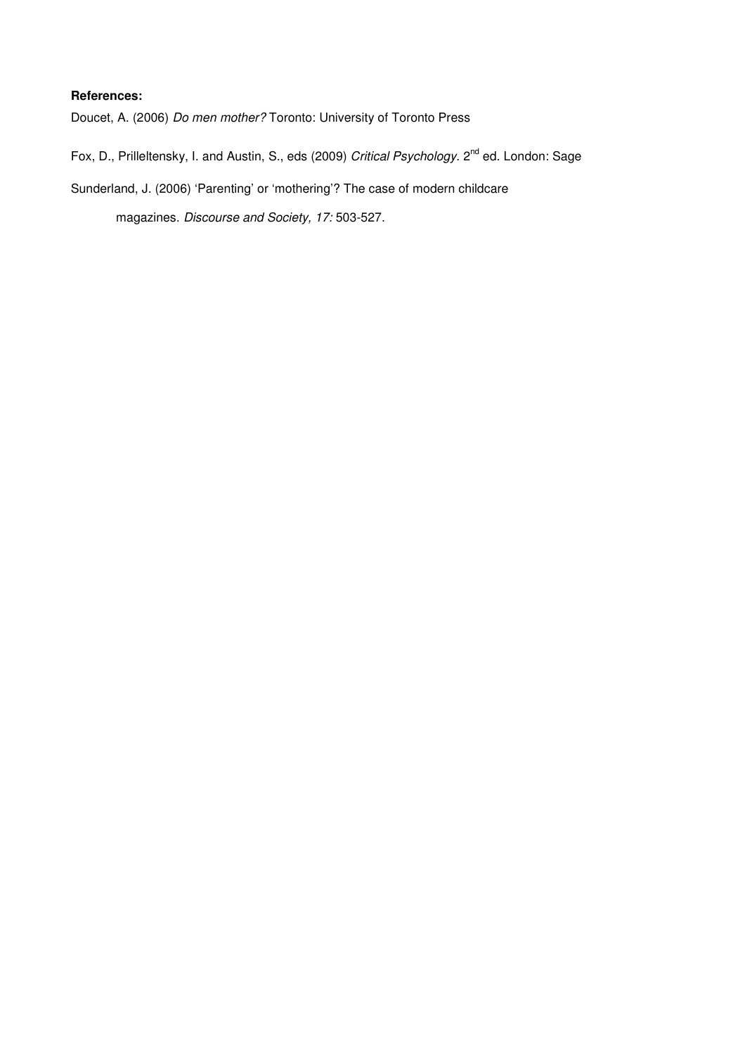**References:**

Doucet, A. (2006) *Do men mother?* Toronto: University of Toronto Press

Fox, D., Prilleltensky, I. and Austin, S., eds (2009) *Critical Psychology.* 2nd ed. London: Sage

Sunderland, J. (2006) 'Parenting' or 'mothering'? The case of modern childcare magazines. *Discourse and Society, 17:* 503-527.